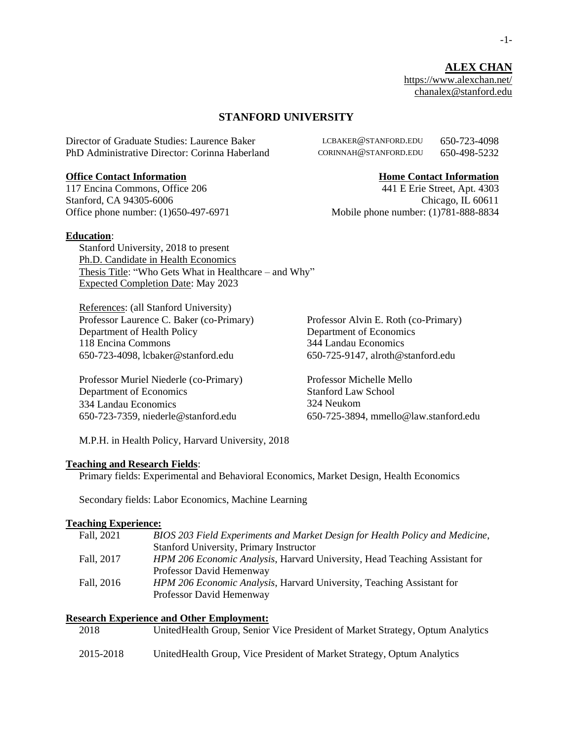# ALEX CHAN

https://www.alexchan.net/
chanalex@stanford.edu

## STANFORD UNIVERSITY

| | | |
|---|---|---|
| Director of Graduate Studies: Laurence Baker | LCBAKER@STANFORD.EDU | 650-723-4098 |
| PhD Administrative Director: Corinna Haberland | CORINNAH@STANFORD.EDU | 650-498-5232 |

**Office Contact Information**
117 Encina Commons, Office 206
Stanford, CA 94305-6006
Office phone number: (1)650-497-6971

**Home Contact Information**
441 E Erie Street, Apt. 4303
Chicago, IL 60611
Mobile phone number: (1)781-888-8834

**Education**:

Stanford University, 2018 to present
Ph.D. Candidate in Health Economics
Thesis Title: "Who Gets What in Healthcare – and Why"
Expected Completion Date: May 2023

References: (all Stanford University)

Professor Laurence C. Baker (co-Primary)
Department of Health Policy
118 Encina Commons
650-723-4098, lcbaker@stanford.edu

Professor Alvin E. Roth (co-Primary)
Department of Economics
344 Landau Economics
650-725-9147, alroth@stanford.edu

Professor Muriel Niederle (co-Primary)
Department of Economics
334 Landau Economics
650-723-7359, niederle@stanford.edu

Professor Michelle Mello
Stanford Law School
324 Neukom
650-725-3894, mmello@law.stanford.edu

M.P.H. in Health Policy, Harvard University, 2018

**Teaching and Research Fields**:

Primary fields: Experimental and Behavioral Economics, Market Design, Health Economics

Secondary fields: Labor Economics, Machine Learning

**Teaching Experience:**

| | |
|---|---|
| Fall, 2021 | *BIOS 203 Field Experiments and Market Design for Health Policy and Medicine*, Stanford University, Primary Instructor |
| Fall, 2017 | *HPM 206 Economic Analysis*, Harvard University, Head Teaching Assistant for Professor David Hemenway |
| Fall, 2016 | *HPM 206 Economic Analysis*, Harvard University, Teaching Assistant for Professor David Hemenway |

**Research Experience and Other Employment:**

| | |
|---|---|
| 2018 | UnitedHealth Group, Senior Vice President of Market Strategy, Optum Analytics |
| 2015-2018 | UnitedHealth Group, Vice President of Market Strategy, Optum Analytics |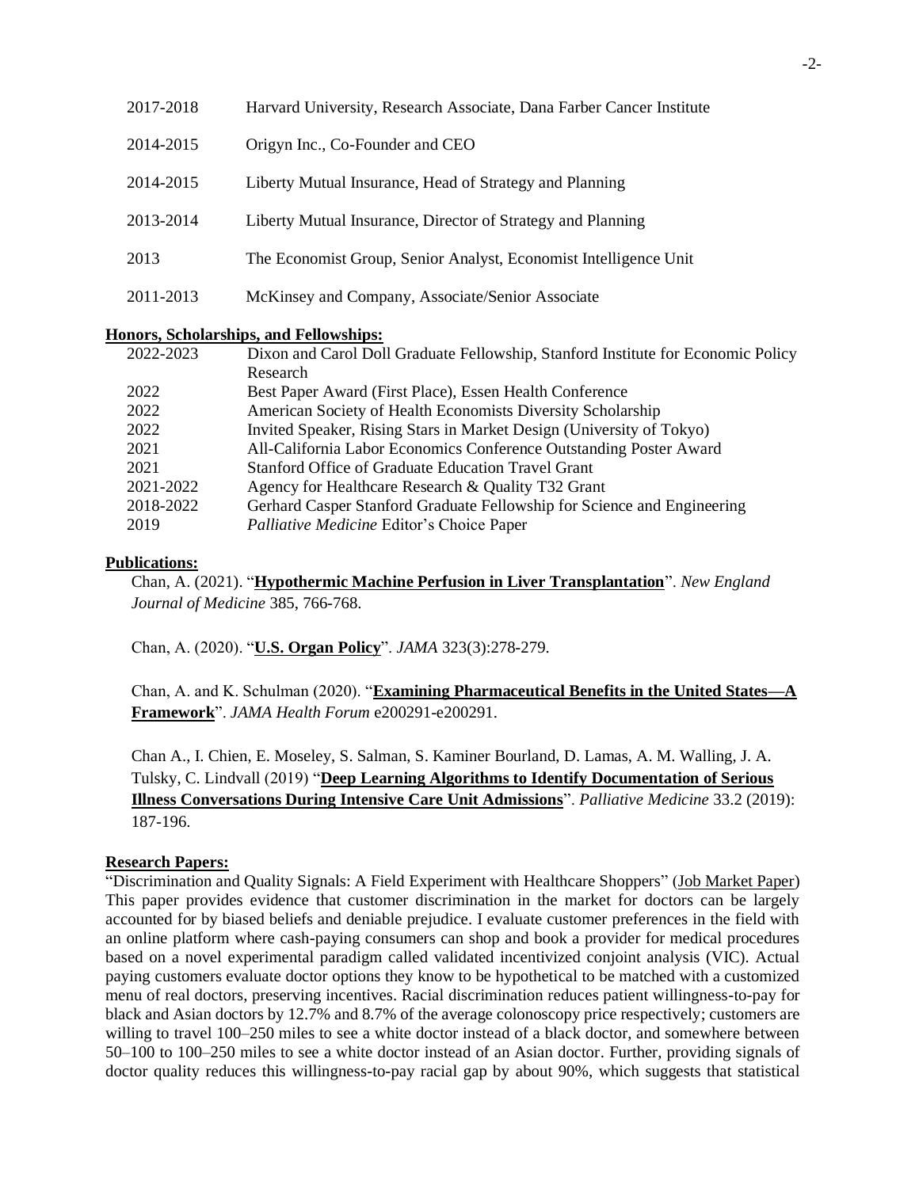| | |
|---|---|
| 2017-2018 | Harvard University, Research Associate, Dana Farber Cancer Institute |
| 2014-2015 | Origyn Inc., Co-Founder and CEO |
| 2014-2015 | Liberty Mutual Insurance, Head of Strategy and Planning |
| 2013-2014 | Liberty Mutual Insurance, Director of Strategy and Planning |
| 2013 | The Economist Group, Senior Analyst, Economist Intelligence Unit |
| 2011-2013 | McKinsey and Company, Associate/Senior Associate |

**Honors, Scholarships, and Fellowships:**

| | |
|---|---|
| 2022-2023 | Dixon and Carol Doll Graduate Fellowship, Stanford Institute for Economic Policy Research |
| 2022 | Best Paper Award (First Place), Essen Health Conference |
| 2022 | American Society of Health Economists Diversity Scholarship |
| 2022 | Invited Speaker, Rising Stars in Market Design (University of Tokyo) |
| 2021 | All-California Labor Economics Conference Outstanding Poster Award |
| 2021 | Stanford Office of Graduate Education Travel Grant |
| 2021-2022 | Agency for Healthcare Research & Quality T32 Grant |
| 2018-2022 | Gerhard Casper Stanford Graduate Fellowship for Science and Engineering |
| 2019 | *Palliative Medicine* Editor's Choice Paper |

**Publications:**

Chan, A. (2021). "**Hypothermic Machine Perfusion in Liver Transplantation**". *New England Journal of Medicine* 385, 766-768.

Chan, A. (2020). "**U.S. Organ Policy**". *JAMA* 323(3):278-279.

Chan, A. and K. Schulman (2020). "**Examining Pharmaceutical Benefits in the United States—A Framework**". *JAMA Health Forum* e200291-e200291.

Chan A., I. Chien, E. Moseley, S. Salman, S. Kaminer Bourland, D. Lamas, A. M. Walling, J. A. Tulsky, C. Lindvall (2019) "**Deep Learning Algorithms to Identify Documentation of Serious Illness Conversations During Intensive Care Unit Admissions**". *Palliative Medicine* 33.2 (2019): 187-196.

**Research Papers:**

"Discrimination and Quality Signals: A Field Experiment with Healthcare Shoppers" (Job Market Paper) This paper provides evidence that customer discrimination in the market for doctors can be largely accounted for by biased beliefs and deniable prejudice. I evaluate customer preferences in the field with an online platform where cash-paying consumers can shop and book a provider for medical procedures based on a novel experimental paradigm called validated incentivized conjoint analysis (VIC). Actual paying customers evaluate doctor options they know to be hypothetical to be matched with a customized menu of real doctors, preserving incentives. Racial discrimination reduces patient willingness-to-pay for black and Asian doctors by 12.7% and 8.7% of the average colonoscopy price respectively; customers are willing to travel 100–250 miles to see a white doctor instead of a black doctor, and somewhere between 50–100 to 100–250 miles to see a white doctor instead of an Asian doctor. Further, providing signals of doctor quality reduces this willingness-to-pay racial gap by about 90%, which suggests that statistical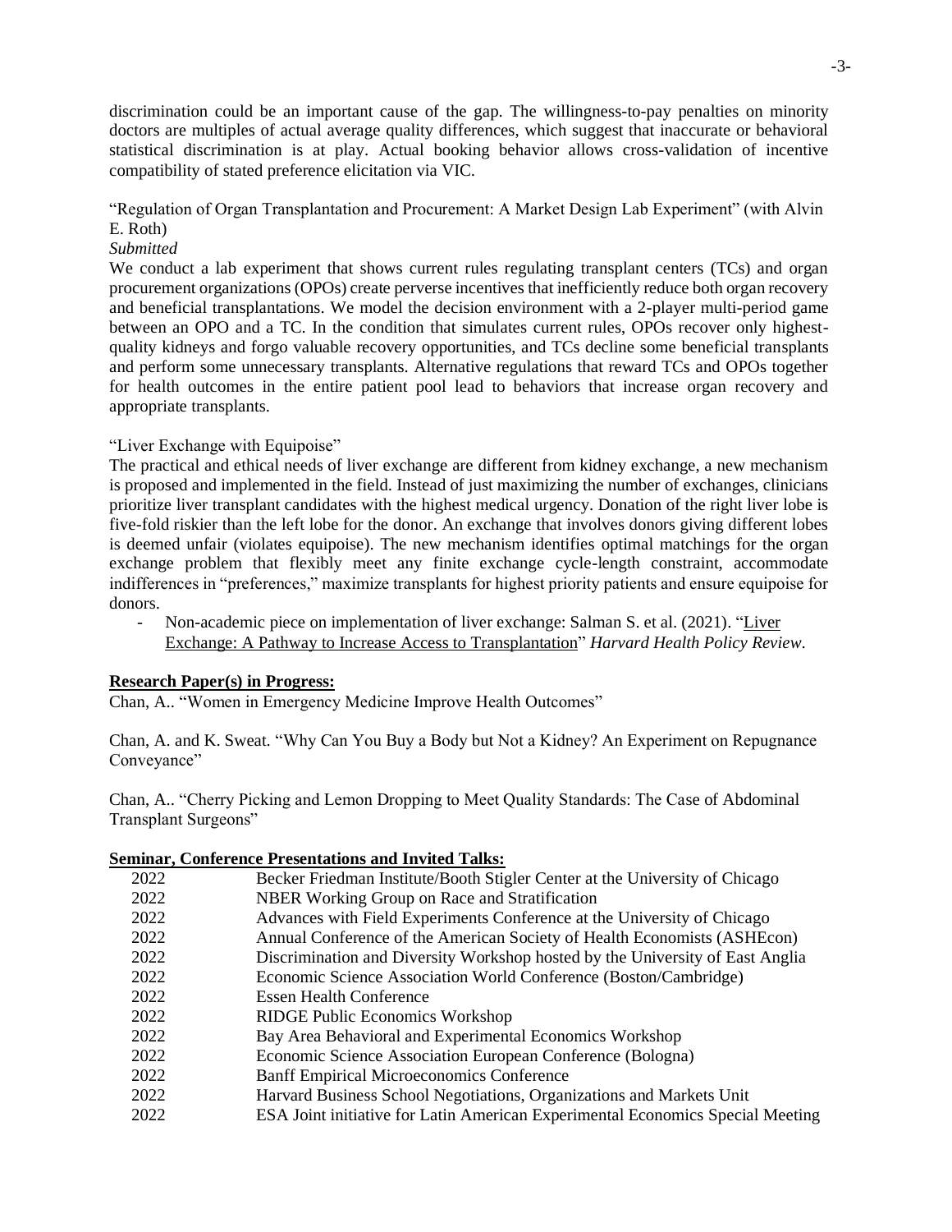discrimination could be an important cause of the gap. The willingness-to-pay penalties on minority doctors are multiples of actual average quality differences, which suggest that inaccurate or behavioral statistical discrimination is at play. Actual booking behavior allows cross-validation of incentive compatibility of stated preference elicitation via VIC.

"Regulation of Organ Transplantation and Procurement: A Market Design Lab Experiment" (with Alvin E. Roth)
*Submitted*
We conduct a lab experiment that shows current rules regulating transplant centers (TCs) and organ procurement organizations (OPOs) create perverse incentives that inefficiently reduce both organ recovery and beneficial transplantations. We model the decision environment with a 2-player multi-period game between an OPO and a TC. In the condition that simulates current rules, OPOs recover only highest-quality kidneys and forgo valuable recovery opportunities, and TCs decline some beneficial transplants and perform some unnecessary transplants. Alternative regulations that reward TCs and OPOs together for health outcomes in the entire patient pool lead to behaviors that increase organ recovery and appropriate transplants.

"Liver Exchange with Equipoise"
The practical and ethical needs of liver exchange are different from kidney exchange, a new mechanism is proposed and implemented in the field. Instead of just maximizing the number of exchanges, clinicians prioritize liver transplant candidates with the highest medical urgency. Donation of the right liver lobe is five-fold riskier than the left lobe for the donor. An exchange that involves donors giving different lobes is deemed unfair (violates equipoise). The new mechanism identifies optimal matchings for the organ exchange problem that flexibly meet any finite exchange cycle-length constraint, accommodate indifferences in "preferences," maximize transplants for highest priority patients and ensure equipoise for donors.

- Non-academic piece on implementation of liver exchange: Salman S. et al. (2021). "Liver Exchange: A Pathway to Increase Access to Transplantation" *Harvard Health Policy Review*.

**Research Paper(s) in Progress:**

Chan, A.. "Women in Emergency Medicine Improve Health Outcomes"

Chan, A. and K. Sweat. "Why Can You Buy a Body but Not a Kidney? An Experiment on Repugnance Conveyance"

Chan, A.. "Cherry Picking and Lemon Dropping to Meet Quality Standards: The Case of Abdominal Transplant Surgeons"

**Seminar, Conference Presentations and Invited Talks:**

| | |
|---|---|
| 2022 | Becker Friedman Institute/Booth Stigler Center at the University of Chicago |
| 2022 | NBER Working Group on Race and Stratification |
| 2022 | Advances with Field Experiments Conference at the University of Chicago |
| 2022 | Annual Conference of the American Society of Health Economists (ASHEcon) |
| 2022 | Discrimination and Diversity Workshop hosted by the University of East Anglia |
| 2022 | Economic Science Association World Conference (Boston/Cambridge) |
| 2022 | Essen Health Conference |
| 2022 | RIDGE Public Economics Workshop |
| 2022 | Bay Area Behavioral and Experimental Economics Workshop |
| 2022 | Economic Science Association European Conference (Bologna) |
| 2022 | Banff Empirical Microeconomics Conference |
| 2022 | Harvard Business School Negotiations, Organizations and Markets Unit |
| 2022 | ESA Joint initiative for Latin American Experimental Economics Special Meeting |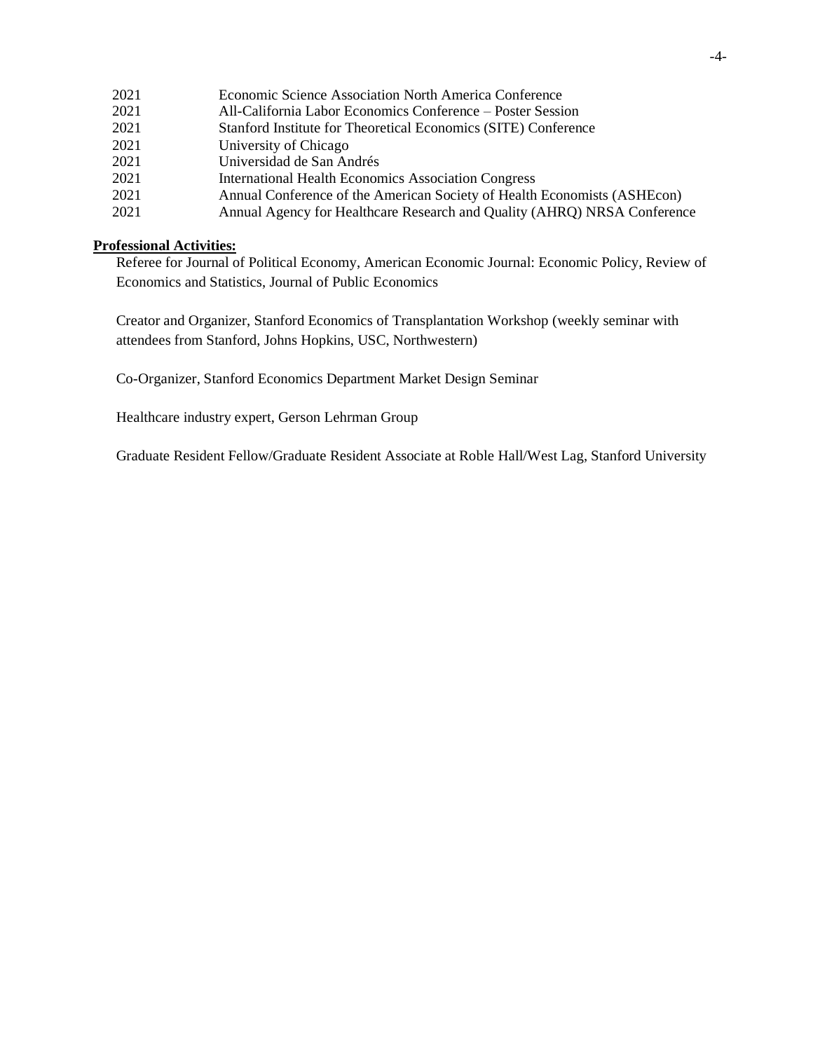| | |
|---|---|
| 2021 | Economic Science Association North America Conference |
| 2021 | All-California Labor Economics Conference – Poster Session |
| 2021 | Stanford Institute for Theoretical Economics (SITE) Conference |
| 2021 | University of Chicago |
| 2021 | Universidad de San Andrés |
| 2021 | International Health Economics Association Congress |
| 2021 | Annual Conference of the American Society of Health Economists (ASHEcon) |
| 2021 | Annual Agency for Healthcare Research and Quality (AHRQ) NRSA Conference |

**Professional Activities:**

Referee for Journal of Political Economy, American Economic Journal: Economic Policy, Review of Economics and Statistics, Journal of Public Economics

Creator and Organizer, Stanford Economics of Transplantation Workshop (weekly seminar with attendees from Stanford, Johns Hopkins, USC, Northwestern)

Co-Organizer, Stanford Economics Department Market Design Seminar

Healthcare industry expert, Gerson Lehrman Group

Graduate Resident Fellow/Graduate Resident Associate at Roble Hall/West Lag, Stanford University